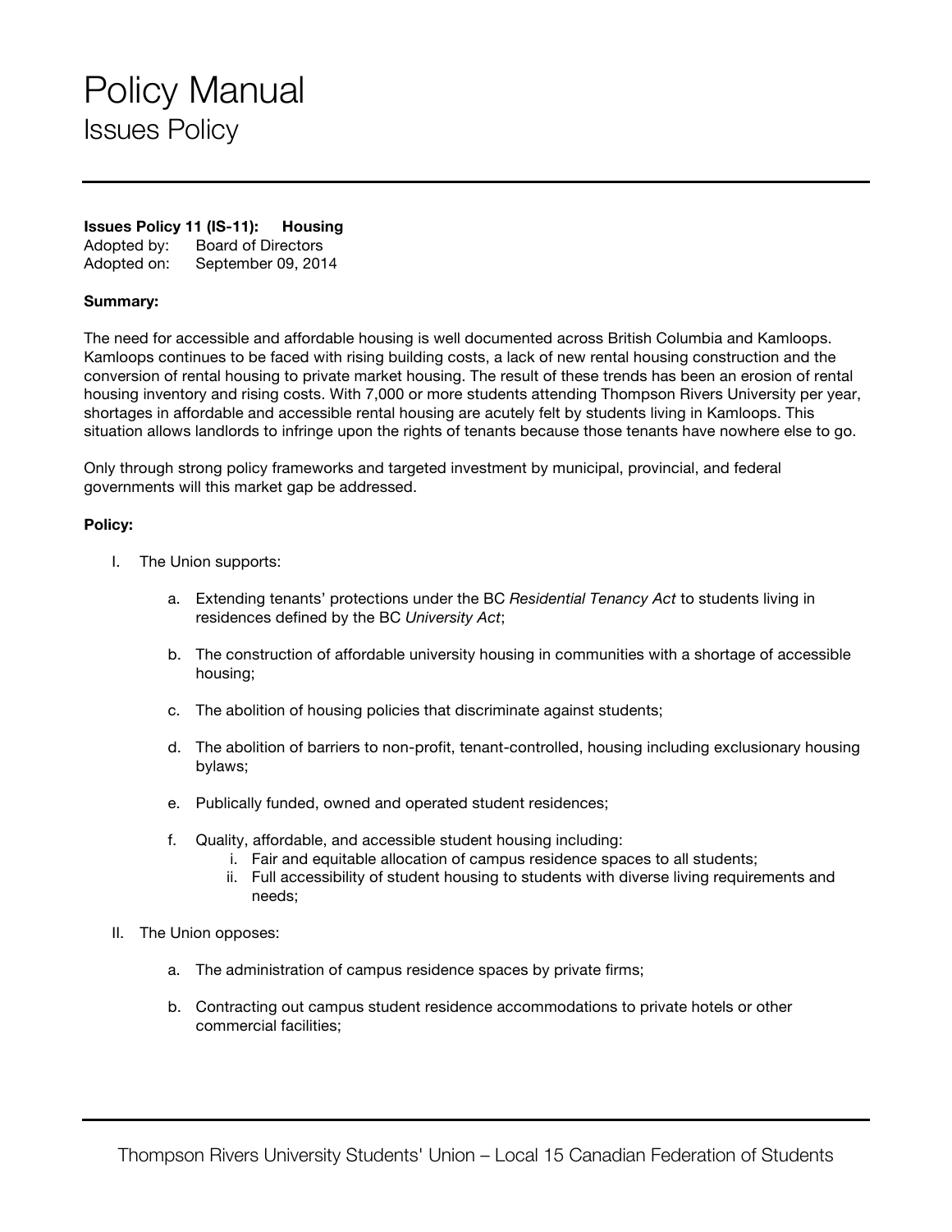# Policy Manual

## Issues Policy

**Issues Policy 11 (IS-11): Housing**
Adopted by: Board of Directors
Adopted on: September 09, 2014

**Summary:**

The need for accessible and affordable housing is well documented across British Columbia and Kamloops. Kamloops continues to be faced with rising building costs, a lack of new rental housing construction and the conversion of rental housing to private market housing. The result of these trends has been an erosion of rental housing inventory and rising costs. With 7,000 or more students attending Thompson Rivers University per year, shortages in affordable and accessible rental housing are acutely felt by students living in Kamloops. This situation allows landlords to infringe upon the rights of tenants because those tenants have nowhere else to go.

Only through strong policy frameworks and targeted investment by municipal, provincial, and federal governments will this market gap be addressed.

**Policy:**

I. The Union supports:

  a. Extending tenants' protections under the BC *Residential Tenancy Act* to students living in residences defined by the BC *University Act*;

  b. The construction of affordable university housing in communities with a shortage of accessible housing;

  c. The abolition of housing policies that discriminate against students;

  d. The abolition of barriers to non-profit, tenant-controlled, housing including exclusionary housing bylaws;

  e. Publically funded, owned and operated student residences;

  f. Quality, affordable, and accessible student housing including:
    i. Fair and equitable allocation of campus residence spaces to all students;
    ii. Full accessibility of student housing to students with diverse living requirements and needs;

II. The Union opposes:

  a. The administration of campus residence spaces by private firms;

  b. Contracting out campus student residence accommodations to private hotels or other commercial facilities;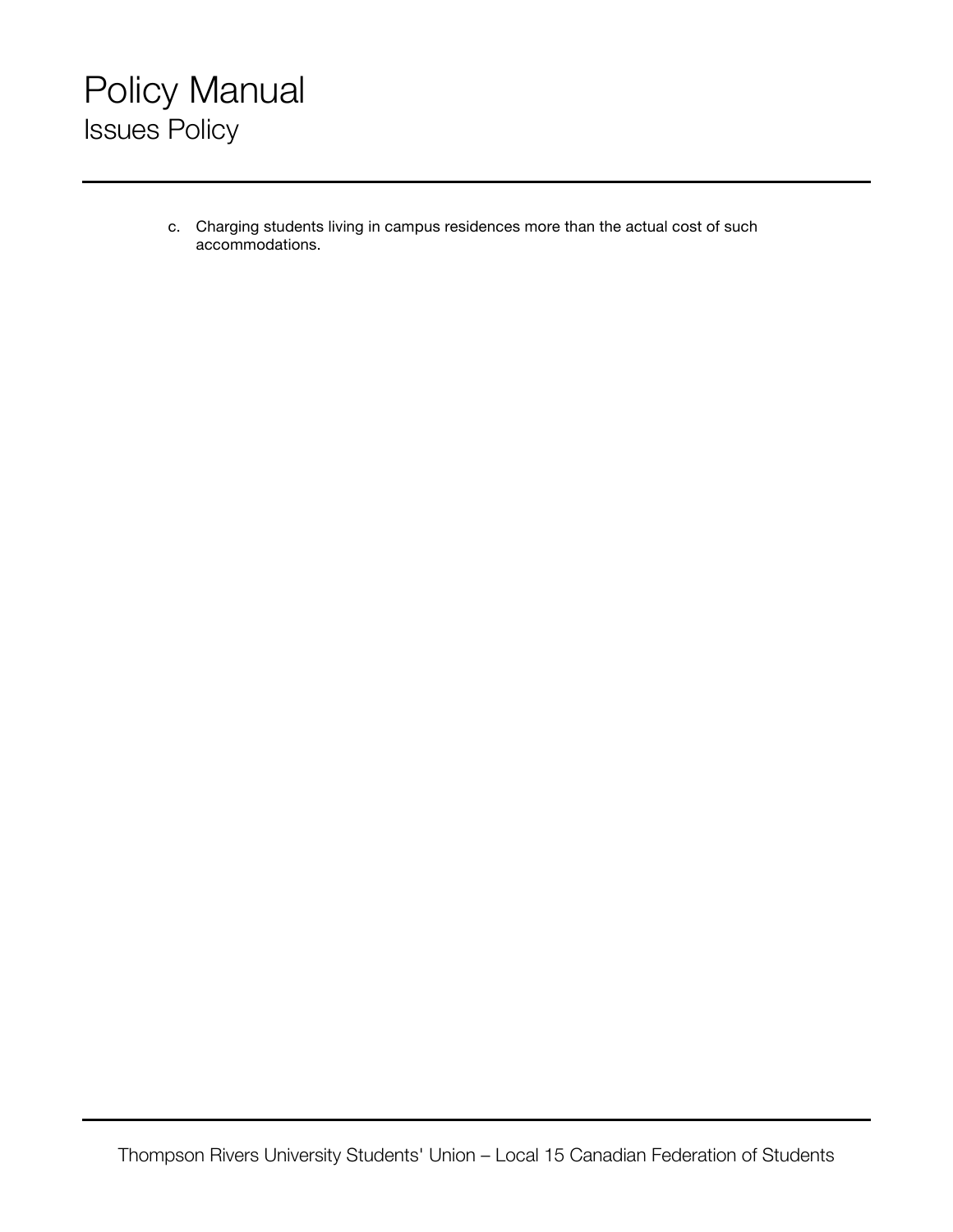c. Charging students living in campus residences more than the actual cost of such accommodations.